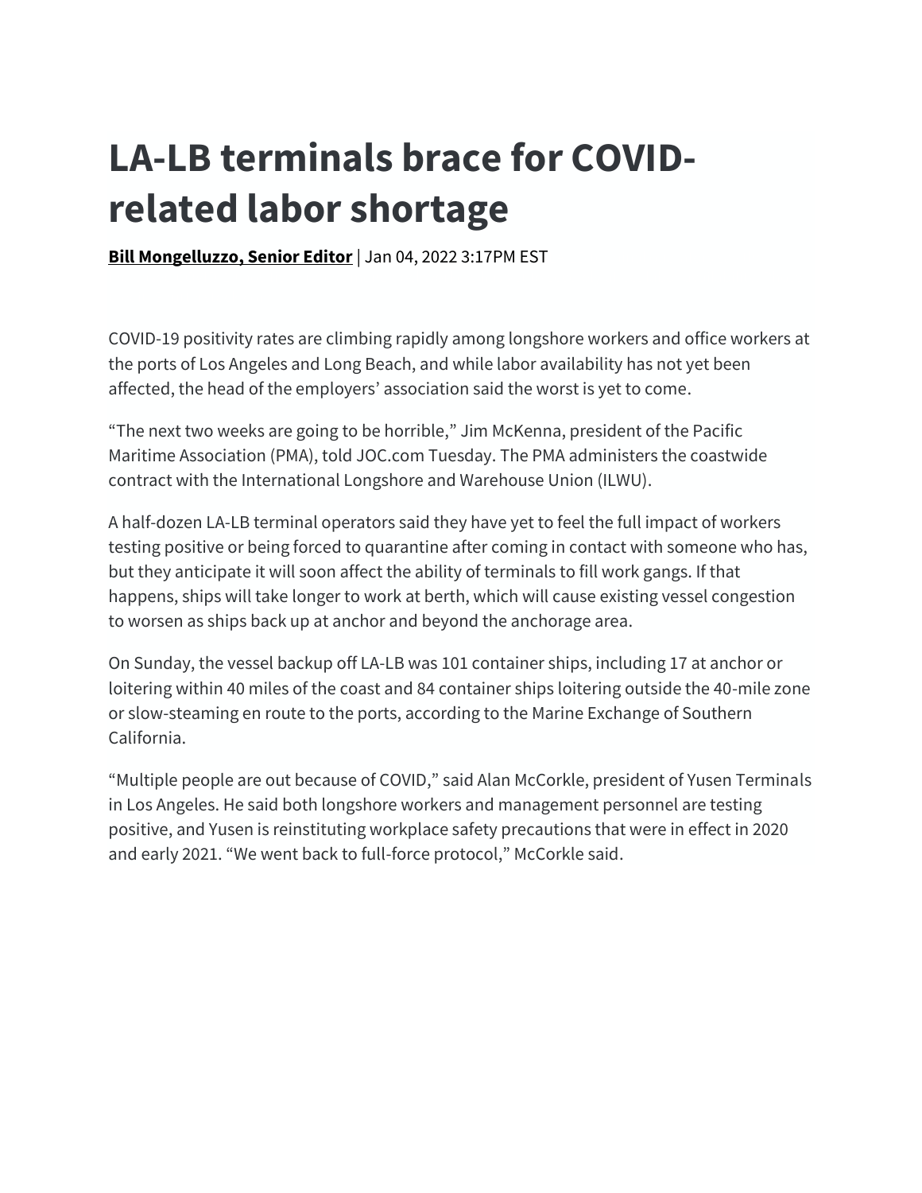# LA-LB terminals brace for COVID-related labor shortage

**Bill Mongelluzzo, Senior Editor** | Jan 04, 2022 3:17PM EST

COVID-19 positivity rates are climbing rapidly among longshore workers and office workers at the ports of Los Angeles and Long Beach, and while labor availability has not yet been affected, the head of the employers' association said the worst is yet to come.

"The next two weeks are going to be horrible," Jim McKenna, president of the Pacific Maritime Association (PMA), told JOC.com Tuesday. The PMA administers the coastwide contract with the International Longshore and Warehouse Union (ILWU).

A half-dozen LA-LB terminal operators said they have yet to feel the full impact of workers testing positive or being forced to quarantine after coming in contact with someone who has, but they anticipate it will soon affect the ability of terminals to fill work gangs. If that happens, ships will take longer to work at berth, which will cause existing vessel congestion to worsen as ships back up at anchor and beyond the anchorage area.

On Sunday, the vessel backup off LA-LB was 101 container ships, including 17 at anchor or loitering within 40 miles of the coast and 84 container ships loitering outside the 40-mile zone or slow-steaming en route to the ports, according to the Marine Exchange of Southern California.

"Multiple people are out because of COVID," said Alan McCorkle, president of Yusen Terminals in Los Angeles. He said both longshore workers and management personnel are testing positive, and Yusen is reinstituting workplace safety precautions that were in effect in 2020 and early 2021. "We went back to full-force protocol," McCorkle said.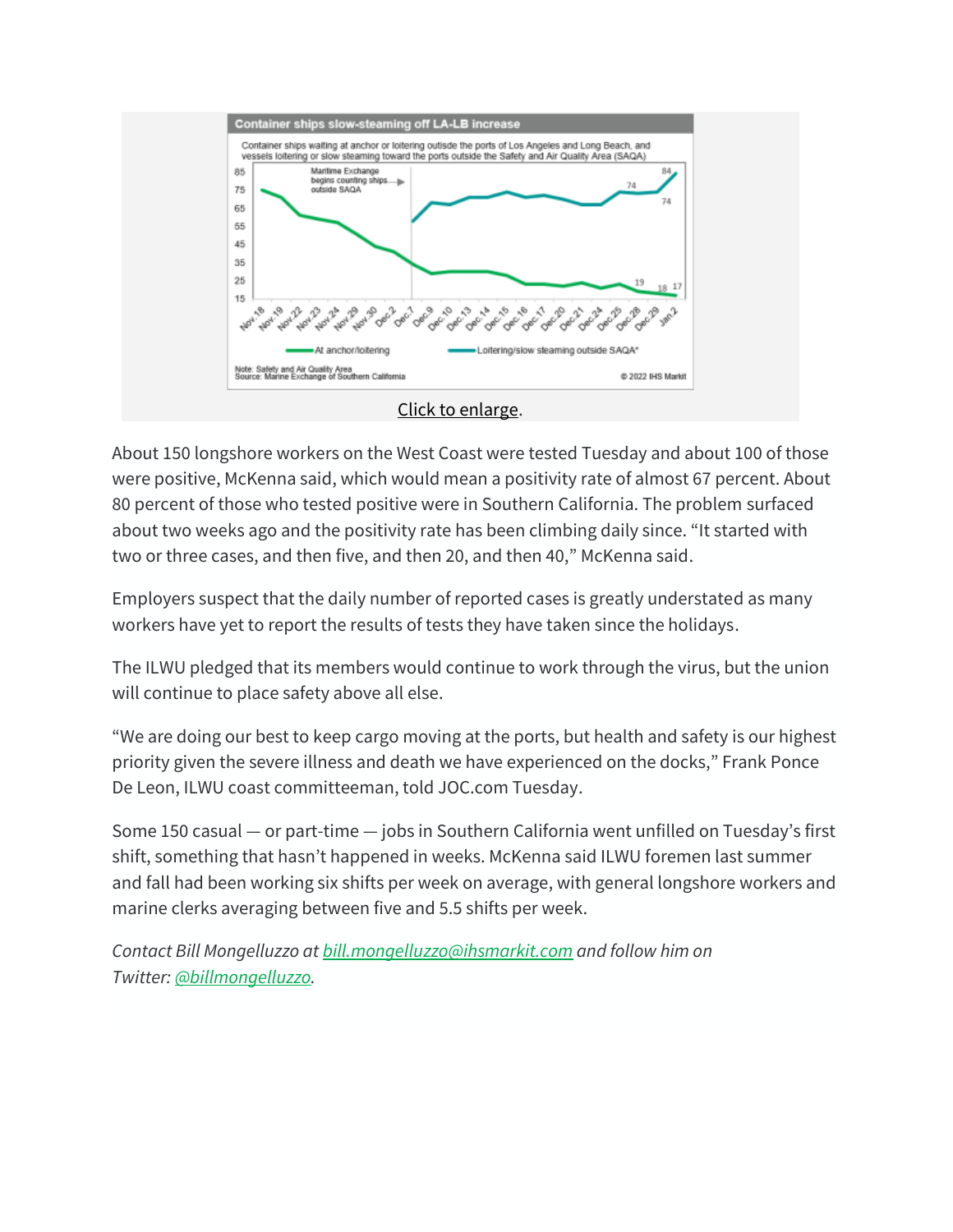Container ships slow-steaming off LA-LB increase

Container ships waiting at anchor or loitering outside the ports of Los Angeles and Long Beach, and vessels loitering or slow steaming toward the ports outside the Safety and Air Quality Area (SAQA)

85
75
65
55
45
35
25
15

Maritime Exchange begins counting ships outside SAQA

84
74
74
19
18
17

Nov.18 Nov.19 Nov.22 Nov.23 Nov.24 Nov.29 Nov.30 Dec.2 Dec.7 Dec.9 Dec.10 Dec.13 Dec.14 Dec.15 Dec.16 Dec.17 Dec.20 Dec.21 Dec.24 Dec.25 Dec.28 Dec.29 Jan.2

At anchor/loitering
Loitering/slow steaming outside SAQA*

Note: Safety and Air Quality Area
Source: Marine Exchange of Southern California

© 2022 IHS Markit

Click to enlarge.

About 150 longshore workers on the West Coast were tested Tuesday and about 100 of those were positive, McKenna said, which would mean a positivity rate of almost 67 percent. About 80 percent of those who tested positive were in Southern California. The problem surfaced about two weeks ago and the positivity rate has been climbing daily since. “It started with two or three cases, and then five, and then 20, and then 40,” McKenna said.

Employers suspect that the daily number of reported cases is greatly understated as many workers have yet to report the results of tests they have taken since the holidays.

The ILWU pledged that its members would continue to work through the virus, but the union will continue to place safety above all else.

“We are doing our best to keep cargo moving at the ports, but health and safety is our highest priority given the severe illness and death we have experienced on the docks,” Frank Ponce De Leon, ILWU coast committeeman, told JOC.com Tuesday.

Some 150 casual — or part-time — jobs in Southern California went unfilled on Tuesday’s first shift, something that hasn’t happened in weeks. McKenna said ILWU foremen last summer and fall had been working six shifts per week on average, with general longshore workers and marine clerks averaging between five and 5.5 shifts per week.

*Contact Bill Mongelluzzo at bill.mongelluzzo@ihsmarkit.com and follow him on Twitter: @billmongelluzzo.*